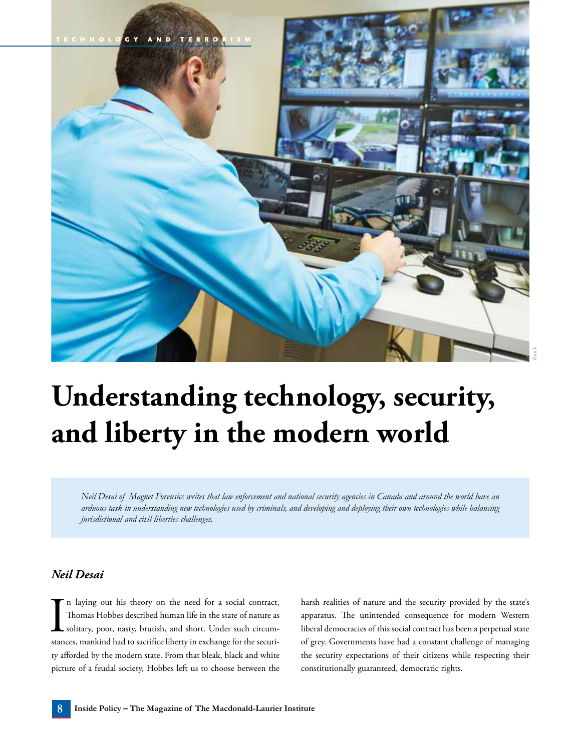TECHNOLOGY AND TERRORISM

# Understanding technology, security, and liberty in the modern world

*Neil Desai of Magnet Forensics writes that law enforcement and national security agencies in Canada and around the world have an arduous task in understanding new technologies used by criminals, and developing and deploying their own technologies while balancing jurisdictional and civil liberties challenges.*

***Neil Desai***

In laying out his theory on the need for a social contract, Thomas Hobbes described human life in the state of nature as solitary, poor, nasty, brutish, and short. Under such circumstances, mankind had to sacrifice liberty in exchange for the security afforded by the modern state. From that bleak, black and white picture of a feudal society, Hobbes left us to choose between the harsh realities of nature and the security provided by the state's apparatus. The unintended consequence for modern Western liberal democracies of this social contract has been a perpetual state of grey. Governments have had a constant challenge of managing the security expectations of their citizens while respecting their constitutionally guaranteed, democratic rights.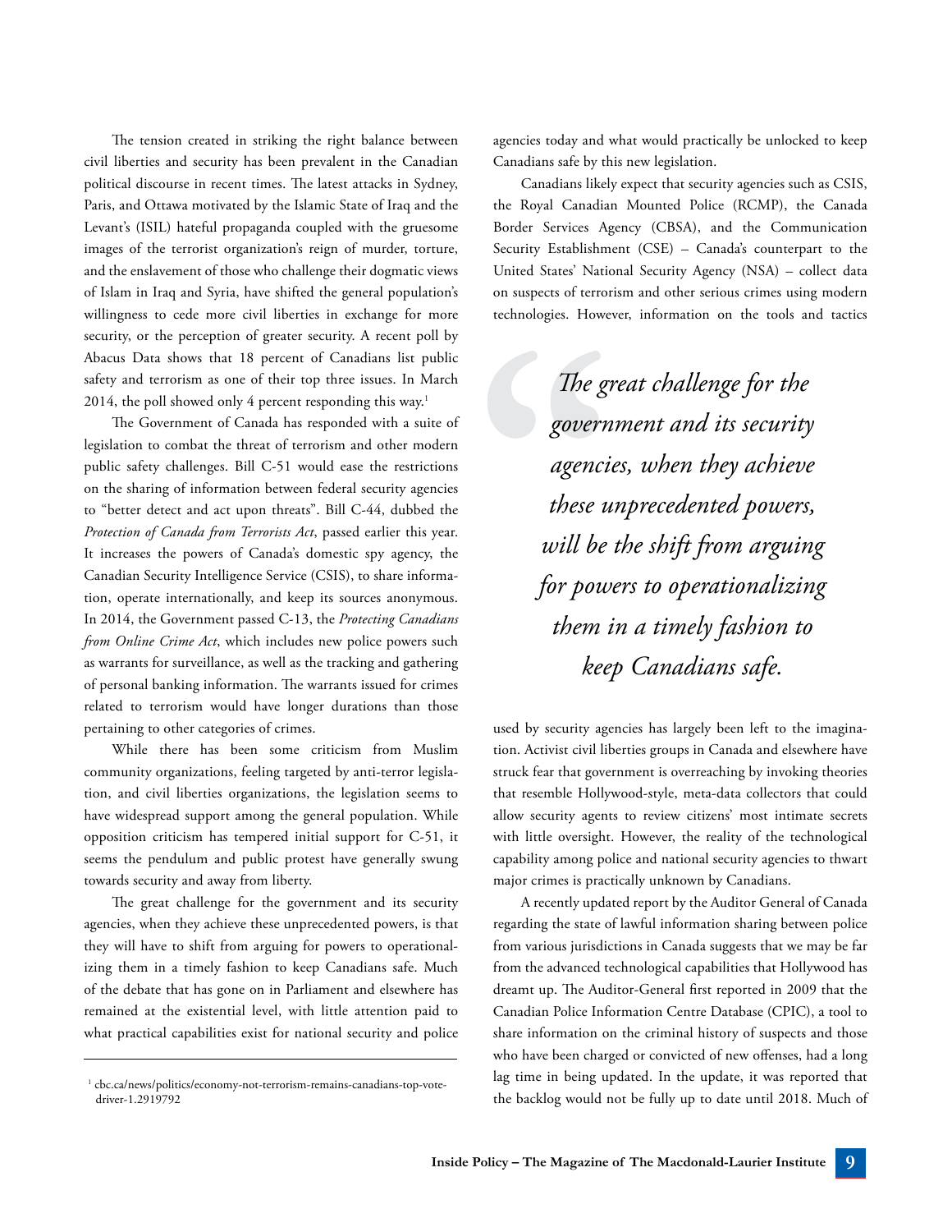The tension created in striking the right balance between civil liberties and security has been prevalent in the Canadian political discourse in recent times. The latest attacks in Sydney, Paris, and Ottawa motivated by the Islamic State of Iraq and the Levant's (ISIL) hateful propaganda coupled with the gruesome images of the terrorist organization's reign of murder, torture, and the enslavement of those who challenge their dogmatic views of Islam in Iraq and Syria, have shifted the general population's willingness to cede more civil liberties in exchange for more security, or the perception of greater security. A recent poll by Abacus Data shows that 18 percent of Canadians list public safety and terrorism as one of their top three issues. In March 2014, the poll showed only 4 percent responding this way.[1]

The Government of Canada has responded with a suite of legislation to combat the threat of terrorism and other modern public safety challenges. Bill C-51 would ease the restrictions on the sharing of information between federal security agencies to "better detect and act upon threats". Bill C-44, dubbed the *Protection of Canada from Terrorists Act*, passed earlier this year. It increases the powers of Canada's domestic spy agency, the Canadian Security Intelligence Service (CSIS), to share information, operate internationally, and keep its sources anonymous. In 2014, the Government passed C-13, the *Protecting Canadians from Online Crime Act*, which includes new police powers such as warrants for surveillance, as well as the tracking and gathering of personal banking information. The warrants issued for crimes related to terrorism would have longer durations than those pertaining to other categories of crimes.

While there has been some criticism from Muslim community organizations, feeling targeted by anti-terror legislation, and civil liberties organizations, the legislation seems to have widespread support among the general population. While opposition criticism has tempered initial support for C-51, it seems the pendulum and public protest have generally swung towards security and away from liberty.

The great challenge for the government and its security agencies, when they achieve these unprecedented powers, is that they will have to shift from arguing for powers to operationalizing them in a timely fashion to keep Canadians safe. Much of the debate that has gone on in Parliament and elsewhere has remained at the existential level, with little attention paid to what practical capabilities exist for national security and police agencies today and what would practically be unlocked to keep Canadians safe by this new legislation.

Canadians likely expect that security agencies such as CSIS, the Royal Canadian Mounted Police (RCMP), the Canada Border Services Agency (CBSA), and the Communication Security Establishment (CSE) – Canada's counterpart to the United States' National Security Agency (NSA) – collect data on suspects of terrorism and other serious crimes using modern technologies. However, information on the tools and tactics used by security agencies has largely been left to the imagination. Activist civil liberties groups in Canada and elsewhere have struck fear that government is overreaching by invoking theories that resemble Hollywood-style, meta-data collectors that could allow security agents to review citizens' most intimate secrets with little oversight. However, the reality of the technological capability among police and national security agencies to thwart major crimes is practically unknown by Canadians.

> *The great challenge for the government and its security agencies, when they achieve these unprecedented powers, will be the shift from arguing for powers to operationalizing them in a timely fashion to keep Canadians safe.*

A recently updated report by the Auditor General of Canada regarding the state of lawful information sharing between police from various jurisdictions in Canada suggests that we may be far from the advanced technological capabilities that Hollywood has dreamt up. The Auditor-General first reported in 2009 that the Canadian Police Information Centre Database (CPIC), a tool to share information on the criminal history of suspects and those who have been charged or convicted of new offenses, had a long lag time in being updated. In the update, it was reported that the backlog would not be fully up to date until 2018. Much of

[1] cbc.ca/news/politics/economy-not-terrorism-remains-canadians-top-vote-driver-1.2919792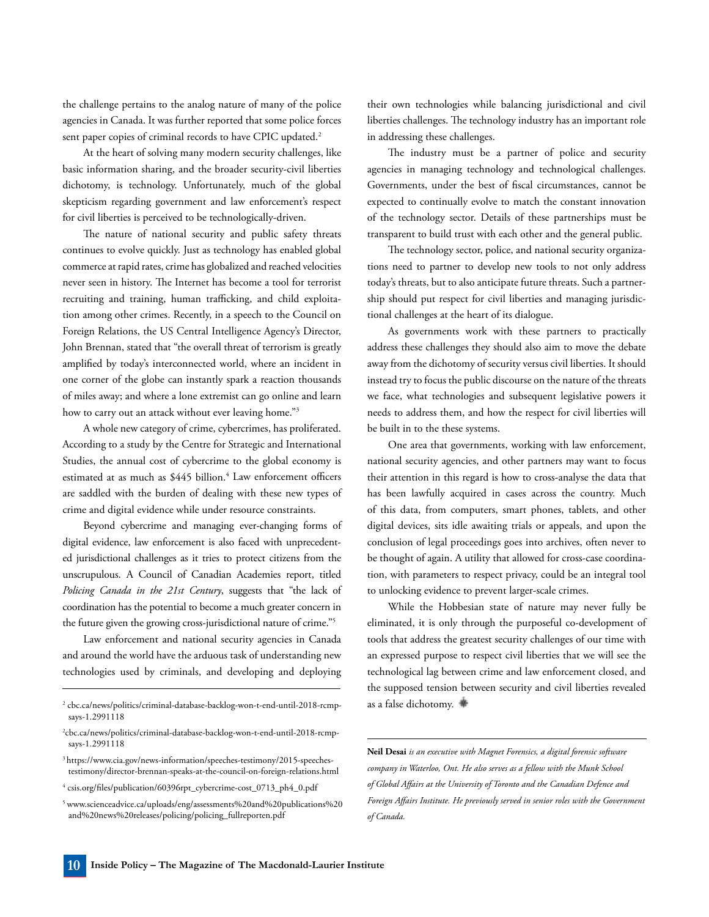the challenge pertains to the analog nature of many of the police agencies in Canada. It was further reported that some police forces sent paper copies of criminal records to have CPIC updated.[2]

At the heart of solving many modern security challenges, like basic information sharing, and the broader security-civil liberties dichotomy, is technology. Unfortunately, much of the global skepticism regarding government and law enforcement's respect for civil liberties is perceived to be technologically-driven.

The nature of national security and public safety threats continues to evolve quickly. Just as technology has enabled global commerce at rapid rates, crime has globalized and reached velocities never seen in history. The Internet has become a tool for terrorist recruiting and training, human trafficking, and child exploitation among other crimes. Recently, in a speech to the Council on Foreign Relations, the US Central Intelligence Agency's Director, John Brennan, stated that "the overall threat of terrorism is greatly amplified by today's interconnected world, where an incident in one corner of the globe can instantly spark a reaction thousands of miles away; and where a lone extremist can go online and learn how to carry out an attack without ever leaving home."[3]

A whole new category of crime, cybercrimes, has proliferated. According to a study by the Centre for Strategic and International Studies, the annual cost of cybercrime to the global economy is estimated at as much as $445 billion.[4] Law enforcement officers are saddled with the burden of dealing with these new types of crime and digital evidence while under resource constraints.

Beyond cybercrime and managing ever-changing forms of digital evidence, law enforcement is also faced with unprecedented jurisdictional challenges as it tries to protect citizens from the unscrupulous. A Council of Canadian Academies report, titled *Policing Canada in the 21st Century*, suggests that "the lack of coordination has the potential to become a much greater concern in the future given the growing cross-jurisdictional nature of crime."[5]

Law enforcement and national security agencies in Canada and around the world have the arduous task of understanding new technologies used by criminals, and developing and deploying their own technologies while balancing jurisdictional and civil liberties challenges. The technology industry has an important role in addressing these challenges.

The industry must be a partner of police and security agencies in managing technology and technological challenges. Governments, under the best of fiscal circumstances, cannot be expected to continually evolve to match the constant innovation of the technology sector. Details of these partnerships must be transparent to build trust with each other and the general public.

The technology sector, police, and national security organizations need to partner to develop new tools to not only address today's threats, but to also anticipate future threats. Such a partnership should put respect for civil liberties and managing jurisdictional challenges at the heart of its dialogue.

As governments work with these partners to practically address these challenges they should also aim to move the debate away from the dichotomy of security versus civil liberties. It should instead try to focus the public discourse on the nature of the threats we face, what technologies and subsequent legislative powers it needs to address them, and how the respect for civil liberties will be built in to the these systems.

One area that governments, working with law enforcement, national security agencies, and other partners may want to focus their attention in this regard is how to cross-analyse the data that has been lawfully acquired in cases across the country. Much of this data, from computers, smart phones, tablets, and other digital devices, sits idle awaiting trials or appeals, and upon the conclusion of legal proceedings goes into archives, often never to be thought of again. A utility that allowed for cross-case coordination, with parameters to respect privacy, could be an integral tool to unlocking evidence to prevent larger-scale crimes.

While the Hobbesian state of nature may never fully be eliminated, it is only through the purposeful co-development of tools that address the greatest security challenges of our time with an expressed purpose to respect civil liberties that we will see the technological lag between crime and law enforcement closed, and the supposed tension between security and civil liberties revealed as a false dichotomy.

---

[2] cbc.ca/news/politics/criminal-database-backlog-won-t-end-until-2018-rcmp-says-1.2991118

[2] cbc.ca/news/politics/criminal-database-backlog-won-t-end-until-2018-rcmp-says-1.2991118

[3] https://www.cia.gov/news-information/speeches-testimony/2015-speeches-testimony/director-brennan-speaks-at-the-council-on-foreign-relations.html

[4] csis.org/files/publication/60396rpt_cybercrime-cost_0713_ph4_0.pdf

[5] www.scienceadvice.ca/uploads/eng/assessments%20and%20publications%20and%20news%20releases/policing/policing_fullreporten.pdf

---

**Neil Desai** *is an executive with Magnet Forensics, a digital forensic software company in Waterloo, Ont. He also serves as a fellow with the Munk School of Global Affairs at the University of Toronto and the Canadian Defence and Foreign Affairs Institute. He previously served in senior roles with the Government of Canada.*